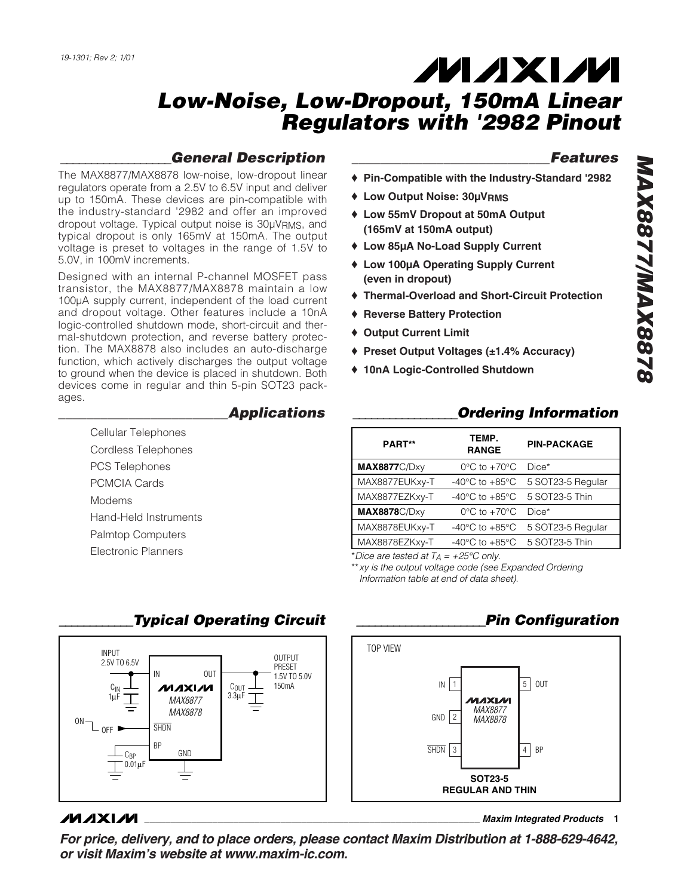19-1301; Rev 2; 1/01

# Low-Noise, Low-Dropout, 150mA Linear Regulators with '2982 Pinout

## General Description

The MAX8877/MAX8878 low-noise, low-dropout linear regulators operate from a 2.5V to 6.5V input and deliver up to 150mA. These devices are pin-compatible with the industry-standard '2982 and offer an improved dropout voltage. Typical output noise is 30µV$_{RMS}$, and typical dropout is only 165mV at 150mA. The output voltage is preset to voltages in the range of 1.5V to 5.0V, in 100mV increments.

Designed with an internal P-channel MOSFET pass transistor, the MAX8877/MAX8878 maintain a low 100µA supply current, independent of the load current and dropout voltage. Other features include a 10nA logic-controlled shutdown mode, short-circuit and thermal-shutdown protection, and reverse battery protection. The MAX8878 also includes an auto-discharge function, which actively discharges the output voltage to ground when the device is placed in shutdown. Both devices come in regular and thin 5-pin SOT23 packages.

## Applications

- Cellular Telephones
- Cordless Telephones
- PCS Telephones
- PCMCIA Cards
- Modems
- Hand-Held Instruments
- Palmtop Computers
- Electronic Planners

## Features

- ♦ **Pin-Compatible with the Industry-Standard '2982**
- ♦ **Low Output Noise: 30µV$_{RMS}$**
- ♦ **Low 55mV Dropout at 50mA Output (165mV at 150mA output)**
- ♦ **Low 85µA No-Load Supply Current**
- ♦ **Low 100µA Operating Supply Current (even in dropout)**
- ♦ **Thermal-Overload and Short-Circuit Protection**
- ♦ **Reverse Battery Protection**
- ♦ **Output Current Limit**
- ♦ **Preset Output Voltages (±1.4% Accuracy)**
- ♦ **10nA Logic-Controlled Shutdown**

## Ordering Information

| PART** | TEMP. RANGE | PIN-PACKAGE |
|---|---|---|
| **MAX8877**C/Dxy | 0°C to +70°C | Dice* |
| MAX8877EUKxy-T | -40°C to +85°C | 5 SOT23-5 Regular |
| MAX8877EZKxy-T | -40°C to +85°C | 5 SOT23-5 Thin |
| **MAX8878**C/Dxy | 0°C to +70°C | Dice* |
| MAX8878EUKxy-T | -40°C to +85°C | 5 SOT23-5 Regular |
| MAX8878EZKxy-T | -40°C to +85°C | 5 SOT23-5 Thin |

*Dice are tested at $T_A$ = +25°C only.

**xy is the output voltage code (see Expanded Ordering Information table at end of data sheet).

## Typical Operating Circuit

INPUT 2.5V TO 6.5V; $C_{IN}$ 1µF; IN; OUT; MAX8877 MAX8878; $C_{OUT}$ 3.3µF; OUTPUT PRESET 1.5V TO 5.0V 150mA; ON / OFF; SHDN; BP; $C_{BP}$ 0.01µF; GND

## Pin Configuration

TOP VIEW

| Pin | Name | Pin | Name |
|---|---|---|---|
| 1 | IN | 5 | OUT |
| 2 | GND | 4 | BP |
| 3 | SHDN | | |

SOT23-5 REGULAR AND THIN

**For price, delivery, and to place orders, please contact Maxim Distribution at 1-888-629-4642, or visit Maxim's website at www.maxim-ic.com.**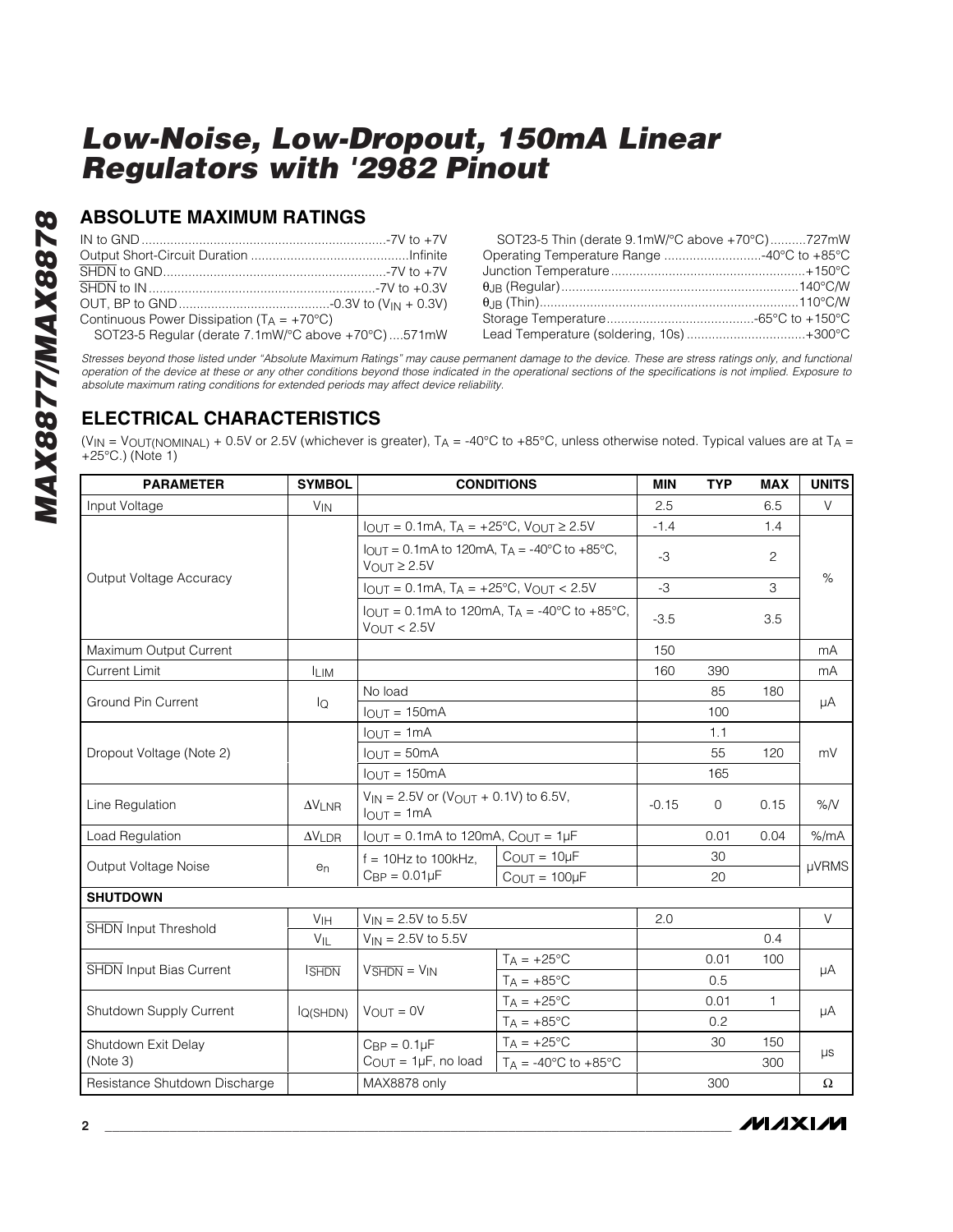## ABSOLUTE MAXIMUM RATINGS

IN to GND ....................................................................-7V to +7V
Output Short-Circuit Duration ............................................Infinite
$\overline{SHDN}$ to GND.............................................................-7V to +7V
$\overline{SHDN}$ to IN ..............................................................-7V to +0.3V
OUT, BP to GND..........................................-0.3V to ($V_{IN}$ + 0.3V)
Continuous Power Dissipation ($T_A$ = +70°C)
SOT23-5 Regular (derate 7.1mW/°C above +70°C)....571mW
SOT23-5 Thin (derate 9.1mW/°C above +70°C)..........727mW
Operating Temperature Range ...........................-40°C to +85°C
Junction Temperature......................................................+150°C
$\theta_{JB}$ (Regular).................................................................140°C/W
$\theta_{JB}$ (Thin).......................................................................110°C/W
Storage Temperature.........................................-65°C to +150°C
Lead Temperature (soldering, 10s) ................................+300°C

*Stresses beyond those listed under "Absolute Maximum Ratings" may cause permanent damage to the device. These are stress ratings only, and functional operation of the device at these or any other conditions beyond those indicated in the operational sections of the specifications is not implied. Exposure to absolute maximum rating conditions for extended periods may affect device reliability.*

## ELECTRICAL CHARACTERISTICS

($V_{IN}$ = $V_{OUT(NOMINAL)}$ + 0.5V or 2.5V (whichever is greater), $T_A$ = -40°C to +85°C, unless otherwise noted. Typical values are at $T_A$ = +25°C.) (Note 1)

| PARAMETER | SYMBOL | CONDITIONS | | MIN | TYP | MAX | UNITS |
|---|---|---|---|---|---|---|---|
| Input Voltage | $V_{IN}$ | | | 2.5 | | 6.5 | V |
| Output Voltage Accuracy | | $I_{OUT}$ = 0.1mA, $T_A$ = +25°C, $V_{OUT}$ ≥ 2.5V | | -1.4 | | 1.4 | % |
| | | $I_{OUT}$ = 0.1mA to 120mA, $T_A$ = -40°C to +85°C, $V_{OUT}$ ≥ 2.5V | | -3 | | 2 | |
| | | $I_{OUT}$ = 0.1mA, $T_A$ = +25°C, $V_{OUT}$ < 2.5V | | -3 | | 3 | |
| | | $I_{OUT}$ = 0.1mA to 120mA, $T_A$ = -40°C to +85°C, $V_{OUT}$ < 2.5V | | -3.5 | | 3.5 | |
| Maximum Output Current | | | | 150 | | | mA |
| Current Limit | $I_{LIM}$ | | | 160 | 390 | | mA |
| Ground Pin Current | $I_Q$ | No load | | | 85 | 180 | µA |
| | | $I_{OUT}$ = 150mA | | | 100 | | |
| Dropout Voltage (Note 2) | | $I_{OUT}$ = 1mA | | | 1.1 | | mV |
| | | $I_{OUT}$ = 50mA | | | 55 | 120 | |
| | | $I_{OUT}$ = 150mA | | | 165 | | |
| Line Regulation | $\Delta V_{LNR}$ | $V_{IN}$ = 2.5V or ($V_{OUT}$ + 0.1V) to 6.5V, $I_{OUT}$ = 1mA | | -0.15 | 0 | 0.15 | %/V |
| Load Regulation | $\Delta V_{LDR}$ | $I_{OUT}$ = 0.1mA to 120mA, $C_{OUT}$ = 1µF | | | 0.01 | 0.04 | %/mA |
| Output Voltage Noise | $e_n$ | f = 10Hz to 100kHz, $C_{BP}$ = 0.01µF | $C_{OUT}$ = 10µF | | 30 | | µVRMS |
| | | | $C_{OUT}$ = 100µF | | 20 | | |
| **SHUTDOWN** | | | | | | | |
| $\overline{SHDN}$ Input Threshold | $V_{IH}$ | $V_{IN}$ = 2.5V to 5.5V | | 2.0 | | | V |
| | $V_{IL}$ | $V_{IN}$ = 2.5V to 5.5V | | | | 0.4 | |
| $\overline{SHDN}$ Input Bias Current | $I_{\overline{SHDN}}$ | $V_{\overline{SHDN}}$ = $V_{IN}$ | $T_A$ = +25°C | | 0.01 | 100 | µA |
| | | | $T_A$ = +85°C | | 0.5 | | |
| Shutdown Supply Current | $I_{Q(SHDN)}$ | $V_{OUT}$ = 0V | $T_A$ = +25°C | | 0.01 | 1 | µA |
| | | | $T_A$ = +85°C | | 0.2 | | |
| Shutdown Exit Delay (Note 3) | | $C_{BP}$ = 0.1µF $C_{OUT}$ = 1µF, no load | $T_A$ = +25°C | | 30 | 150 | µs |
| | | | $T_A$ = -40°C to +85°C | | | 300 | |
| Resistance Shutdown Discharge | | MAX8878 only | | | 300 | | Ω |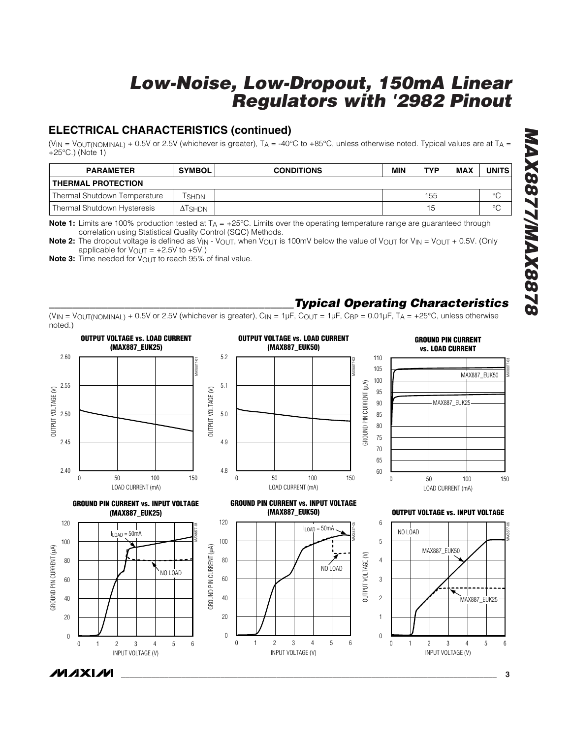## ELECTRICAL CHARACTERISTICS (continued)

($V_{IN}$ = $V_{OUT(NOMINAL)}$ + 0.5V or 2.5V (whichever is greater), $T_A$ = -40°C to +85°C, unless otherwise noted. Typical values are at $T_A$ = +25°C.) (Note 1)

| PARAMETER | SYMBOL | CONDITIONS | MIN | TYP | MAX | UNITS |
|---|---|---|---|---|---|---|
| **THERMAL PROTECTION** | | | | | | |
| Thermal Shutdown Temperature | $T_{SHDN}$ | | | 155 | | °C |
| Thermal Shutdown Hysteresis | $\Delta T_{SHDN}$ | | | 15 | | °C |

**Note 1:** Limits are 100% production tested at $T_A$ = +25°C. Limits over the operating temperature range are guaranteed through correlation using Statistical Quality Control (SQC) Methods.

**Note 2:** The dropout voltage is defined as $V_{IN}$ - $V_{OUT}$, when $V_{OUT}$ is 100mV below the value of $V_{OUT}$ for $V_{IN}$ = $V_{OUT}$ + 0.5V. (Only applicable for $V_{OUT}$ = +2.5V to +5V.)

**Note 3:** Time needed for $V_{OUT}$ to reach 95% of final value.

## *Typical Operating Characteristics*

($V_{IN}$ = $V_{OUT(NOMINAL)}$ + 0.5V or 2.5V (whichever is greater), $C_{IN}$ = 1µF, $C_{OUT}$ = 1µF, $C_{BP}$ = 0.01µF, $T_A$ = +25°C, unless otherwise noted.)

**OUTPUT VOLTAGE vs. LOAD CURRENT (MAX887_EUK25)**

**OUTPUT VOLTAGE vs. LOAD CURRENT (MAX887_EUK50)**

**GROUND PIN CURRENT vs. LOAD CURRENT**

**GROUND PIN CURRENT vs. INPUT VOLTAGE (MAX887_EUK25)**

**GROUND PIN CURRENT vs. INPUT VOLTAGE (MAX887_EUK50)**

**OUTPUT VOLTAGE vs. INPUT VOLTAGE**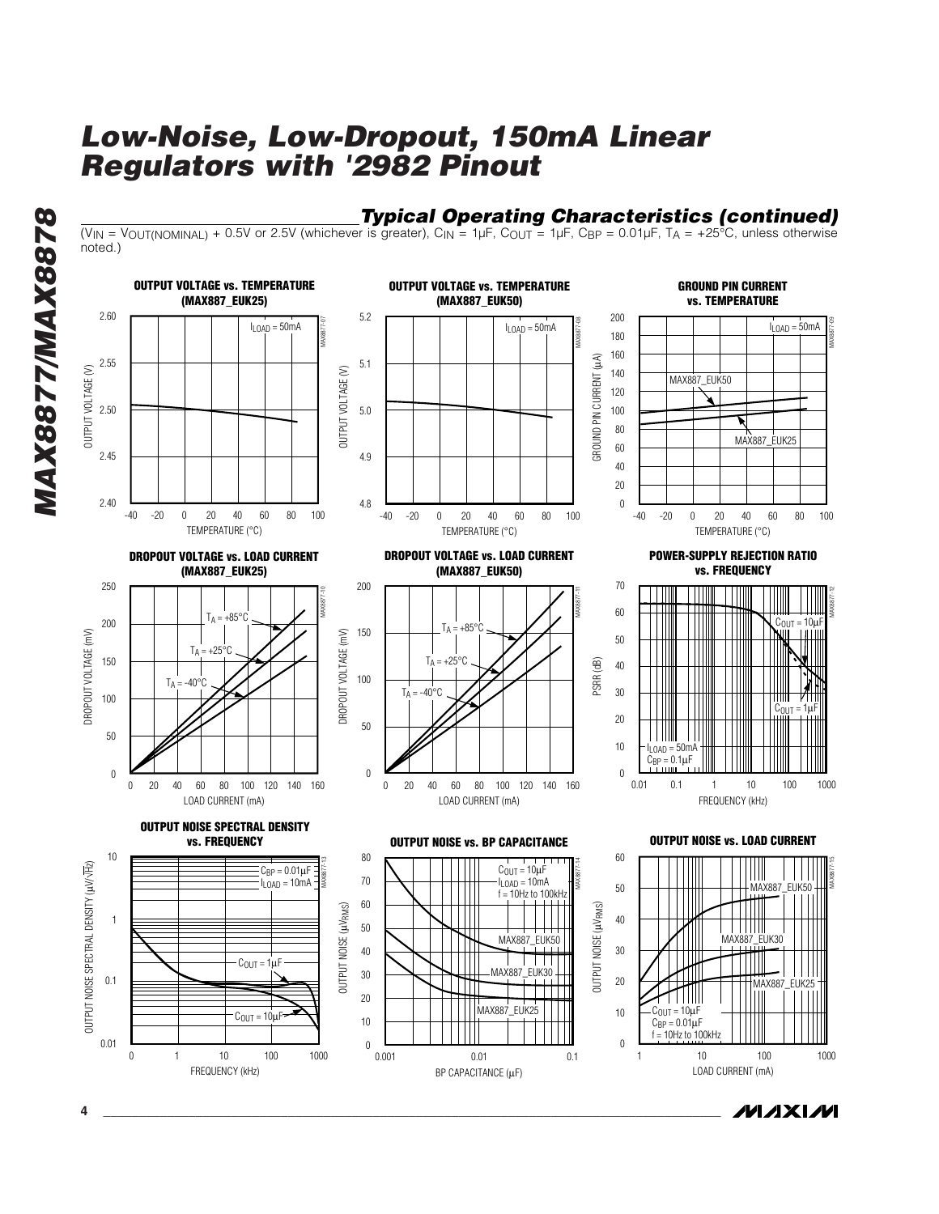# Low-Noise, Low-Dropout, 150mA Linear Regulators with '2982 Pinout

## Typical Operating Characteristics (continued)

($V_{IN}$ = $V_{OUT(NOMINAL)}$ + 0.5V or 2.5V (whichever is greater), $C_{IN}$ = 1µF, $C_{OUT}$ = 1µF, $C_{BP}$ = 0.01µF, $T_A$ = +25°C, unless otherwise noted.)

**OUTPUT VOLTAGE vs. TEMPERATURE (MAX887_EUK25)**

**OUTPUT VOLTAGE vs. TEMPERATURE (MAX887_EUK50)**

**GROUND PIN CURRENT vs. TEMPERATURE**

**DROPOUT VOLTAGE vs. LOAD CURRENT (MAX887_EUK25)**

**DROPOUT VOLTAGE vs. LOAD CURRENT (MAX887_EUK50)**

**POWER-SUPPLY REJECTION RATIO vs. FREQUENCY**

**OUTPUT NOISE SPECTRAL DENSITY vs. FREQUENCY**

**OUTPUT NOISE vs. BP CAPACITANCE**

**OUTPUT NOISE vs. LOAD CURRENT**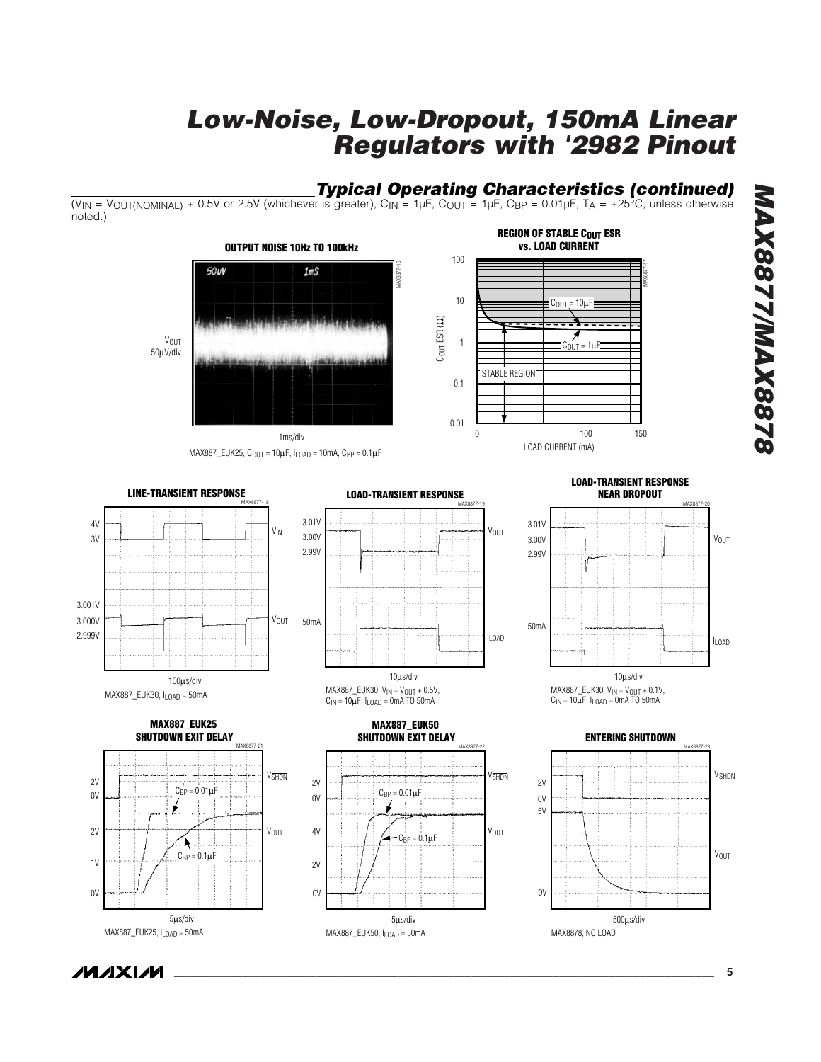## Typical Operating Characteristics (continued)

($V_{IN}$ = $V_{OUT(NOMINAL)}$ + 0.5V or 2.5V (whichever is greater), $C_{IN}$ = 1µF, $C_{OUT}$ = 1µF, $C_{BP}$ = 0.01µF, $T_A$ = +25°C, unless otherwise noted.)

**OUTPUT NOISE 10Hz TO 100kHz**

MAX887_EUK25, $C_{OUT}$ = 10µF, $I_{LOAD}$ = 10mA, $C_{BP}$ = 0.1µF

**REGION OF STABLE $C_{OUT}$ ESR vs. LOAD CURRENT**

**LINE-TRANSIENT RESPONSE**

MAX887_EUK30, $I_{LOAD}$ = 50mA

**LOAD-TRANSIENT RESPONSE**

MAX887_EUK30, $V_{IN}$ = $V_{OUT}$ + 0.5V, $C_{IN}$ = 10µF, $I_{LOAD}$ = 0mA TO 50mA

**LOAD-TRANSIENT RESPONSE NEAR DROPOUT**

MAX887_EUK30, $V_{IN}$ = $V_{OUT}$ + 0.1V, $C_{IN}$ = 10µF, $I_{LOAD}$ = 0mA TO 50mA

**MAX887_EUK25 SHUTDOWN EXIT DELAY**

MAX887_EUK25, $I_{LOAD}$ = 50mA

**MAX887_EUK50 SHUTDOWN EXIT DELAY**

MAX887_EUK50, $I_{LOAD}$ = 50mA

**ENTERING SHUTDOWN**

MAX8878, NO LOAD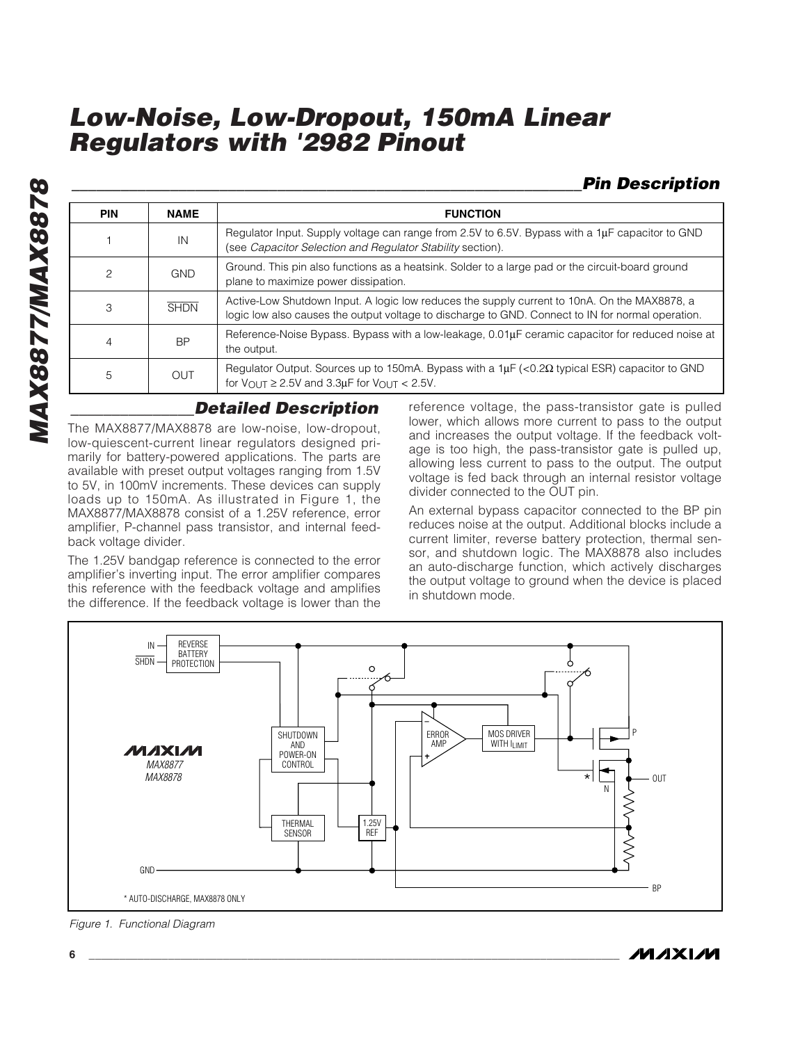## Pin Description

| PIN | NAME | FUNCTION |
|---|---|---|
| 1 | IN | Regulator Input. Supply voltage can range from 2.5V to 6.5V. Bypass with a 1µF capacitor to GND (see *Capacitor Selection and Regulator Stability* section). |
| 2 | GND | Ground. This pin also functions as a heatsink. Solder to a large pad or the circuit-board ground plane to maximize power dissipation. |
| 3 | $\overline{SHDN}$ | Active-Low Shutdown Input. A logic low reduces the supply current to 10nA. On the MAX8878, a logic low also causes the output voltage to discharge to GND. Connect to IN for normal operation. |
| 4 | BP | Reference-Noise Bypass. Bypass with a low-leakage, 0.01µF ceramic capacitor for reduced noise at the output. |
| 5 | OUT | Regulator Output. Sources up to 150mA. Bypass with a 1µF (<0.2Ω typical ESR) capacitor to GND for $V_{OUT} \geq 2.5V$ and 3.3µF for $V_{OUT} < 2.5V$. |

## Detailed Description

The MAX8877/MAX8878 are low-noise, low-dropout, low-quiescent-current linear regulators designed primarily for battery-powered applications. The parts are available with preset output voltages ranging from 1.5V to 5V, in 100mV increments. These devices can supply loads up to 150mA. As illustrated in Figure 1, the MAX8877/MAX8878 consist of a 1.25V reference, error amplifier, P-channel pass transistor, and internal feedback voltage divider.

The 1.25V bandgap reference is connected to the error amplifier's inverting input. The error amplifier compares this reference with the feedback voltage and amplifies the difference. If the feedback voltage is lower than the reference voltage, the pass-transistor gate is pulled lower, which allows more current to pass to the output and increases the output voltage. If the feedback voltage is too high, the pass-transistor gate is pulled up, allowing less current to pass to the output. The output voltage is fed back through an internal resistor voltage divider connected to the OUT pin.

An external bypass capacitor connected to the BP pin reduces noise at the output. Additional blocks include a current limiter, reverse battery protection, thermal sensor, and shutdown logic. The MAX8878 also includes an auto-discharge function, which actively discharges the output voltage to ground when the device is placed in shutdown mode.

*Figure 1. Functional Diagram*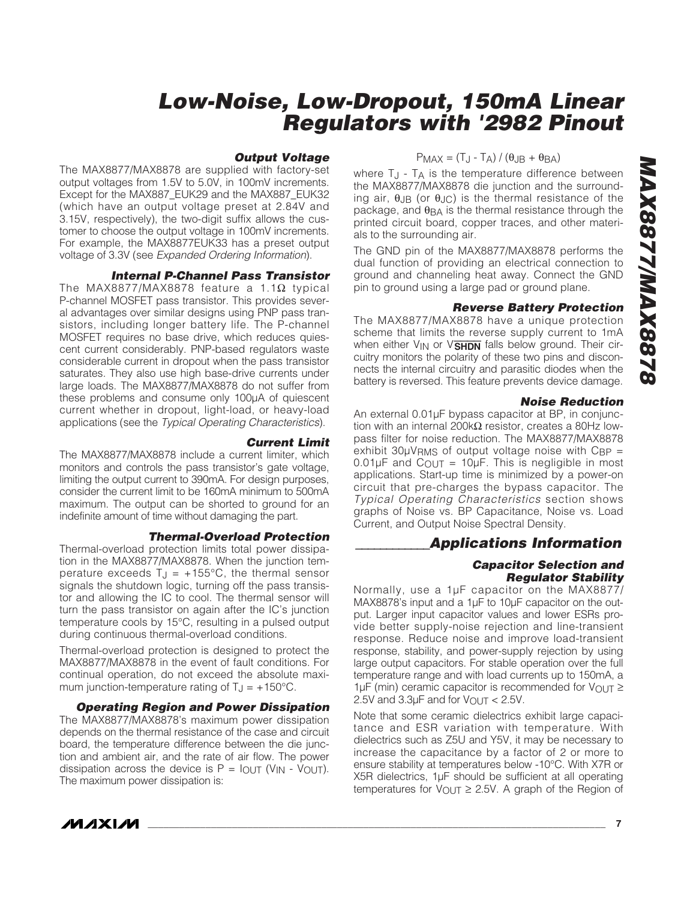### Output Voltage

The MAX8877/MAX8878 are supplied with factory-set output voltages from 1.5V to 5.0V, in 100mV increments. Except for the MAX887_EUK29 and the MAX887_EUK32 (which have an output voltage preset at 2.84V and 3.15V, respectively), the two-digit suffix allows the customer to choose the output voltage in 100mV increments. For example, the MAX8877EUK33 has a preset output voltage of 3.3V (see *Expanded Ordering Information*).

### Internal P-Channel Pass Transistor

The MAX8877/MAX8878 feature a 1.1Ω typical P-channel MOSFET pass transistor. This provides several advantages over similar designs using PNP pass transistors, including longer battery life. The P-channel MOSFET requires no base drive, which reduces quiescent current considerably. PNP-based regulators waste considerable current in dropout when the pass transistor saturates. They also use high base-drive currents under large loads. The MAX8877/MAX8878 do not suffer from these problems and consume only 100µA of quiescent current whether in dropout, light-load, or heavy-load applications (see the *Typical Operating Characteristics*).

### Current Limit

The MAX8877/MAX8878 include a current limiter, which monitors and controls the pass transistor's gate voltage, limiting the output current to 390mA. For design purposes, consider the current limit to be 160mA minimum to 500mA maximum. The output can be shorted to ground for an indefinite amount of time without damaging the part.

### Thermal-Overload Protection

Thermal-overload protection limits total power dissipation in the MAX8877/MAX8878. When the junction temperature exceeds $T_J$ = +155°C, the thermal sensor signals the shutdown logic, turning off the pass transistor and allowing the IC to cool. The thermal sensor will turn the pass transistor on again after the IC's junction temperature cools by 15°C, resulting in a pulsed output during continuous thermal-overload conditions.

Thermal-overload protection is designed to protect the MAX8877/MAX8878 in the event of fault conditions. For continual operation, do not exceed the absolute maximum junction-temperature rating of $T_J$ = +150°C.

### Operating Region and Power Dissipation

The MAX8877/MAX8878's maximum power dissipation depends on the thermal resistance of the case and circuit board, the temperature difference between the die junction and ambient air, and the rate of air flow. The power dissipation across the device is $P = I_{OUT} (V_{IN} - V_{OUT})$. The maximum power dissipation is:

$$P_{MAX} = (T_J - T_A) / (\theta_{JB} + \theta_{BA})$$

where $T_J - T_A$ is the temperature difference between the MAX8877/MAX8878 die junction and the surrounding air, $\theta_{JB}$ (or $\theta_{JC}$) is the thermal resistance of the package, and $\theta_{BA}$ is the thermal resistance through the printed circuit board, copper traces, and other materials to the surrounding air.

The GND pin of the MAX8877/MAX8878 performs the dual function of providing an electrical connection to ground and channeling heat away. Connect the GND pin to ground using a large pad or ground plane.

### Reverse Battery Protection

The MAX8877/MAX8878 have a unique protection scheme that limits the reverse supply current to 1mA when either $V_{IN}$ or $V_{\overline{SHDN}}$ falls below ground. Their circuitry monitors the polarity of these two pins and disconnects the internal circuitry and parasitic diodes when the battery is reversed. This feature prevents device damage.

### Noise Reduction

An external 0.01µF bypass capacitor at BP, in conjunction with an internal 200kΩ resistor, creates a 80Hz lowpass filter for noise reduction. The MAX8877/MAX8878 exhibit $30µV_{RMS}$ of output voltage noise with $C_{BP}$ = 0.01µF and $C_{OUT}$ = 10µF. This is negligible in most applications. Start-up time is minimized by a power-on circuit that pre-charges the bypass capacitor. The *Typical Operating Characteristics* section shows graphs of Noise vs. BP Capacitance, Noise vs. Load Current, and Output Noise Spectral Density.

## Applications Information

### Capacitor Selection and Regulator Stability

Normally, use a 1µF capacitor on the MAX8877/MAX8878's input and a 1µF to 10µF capacitor on the output. Larger input capacitor values and lower ESRs provide better supply-noise rejection and line-transient response. Reduce noise and improve load-transient response, stability, and power-supply rejection by using large output capacitors. For stable operation over the full temperature range and with load currents up to 150mA, a 1µF (min) ceramic capacitor is recommended for $V_{OUT}$ ≥ 2.5V and 3.3µF and for $V_{OUT}$ < 2.5V.

Note that some ceramic dielectrics exhibit large capacitance and ESR variation with temperature. With dielectrics such as Z5U and Y5V, it may be necessary to increase the capacitance by a factor of 2 or more to ensure stability at temperatures below -10°C. With X7R or X5R dielectrics, 1µF should be sufficient at all operating temperatures for $V_{OUT}$ ≥ 2.5V. A graph of the Region of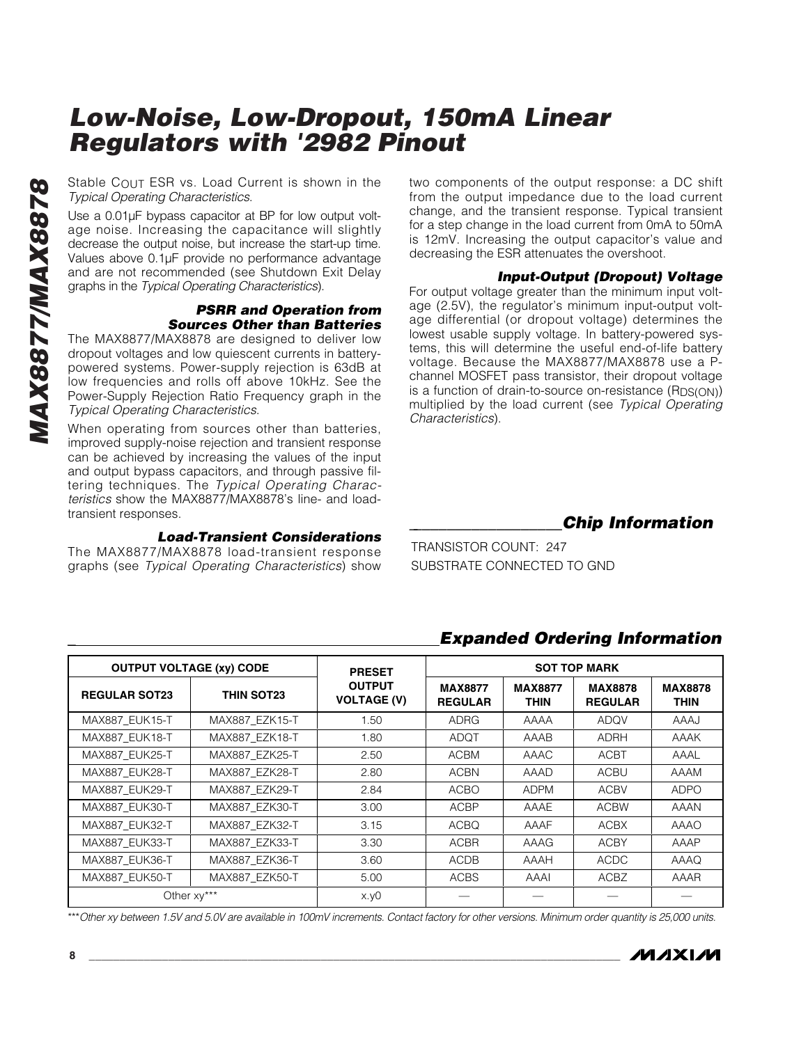Stable $C_{OUT}$ ESR vs. Load Current is shown in the *Typical Operating Characteristics*.

Use a 0.01µF bypass capacitor at BP for low output voltage noise. Increasing the capacitance will slightly decrease the output noise, but increase the start-up time. Values above 0.1µF provide no performance advantage and are not recommended (see Shutdown Exit Delay graphs in the *Typical Operating Characteristics*).

### PSRR and Operation from Sources Other than Batteries

The MAX8877/MAX8878 are designed to deliver low dropout voltages and low quiescent currents in battery-powered systems. Power-supply rejection is 63dB at low frequencies and rolls off above 10kHz. See the Power-Supply Rejection Ratio Frequency graph in the *Typical Operating Characteristics*.

When operating from sources other than batteries, improved supply-noise rejection and transient response can be achieved by increasing the values of the input and output bypass capacitors, and through passive filtering techniques. The *Typical Operating Characteristics* show the MAX8877/MAX8878's line- and load-transient responses.

### Load-Transient Considerations

The MAX8877/MAX8878 load-transient response graphs (see *Typical Operating Characteristics*) show two components of the output response: a DC shift from the output impedance due to the load current change, and the transient response. Typical transient for a step change in the load current from 0mA to 50mA is 12mV. Increasing the output capacitor's value and decreasing the ESR attenuates the overshoot.

### Input-Output (Dropout) Voltage

For output voltage greater than the minimum input voltage (2.5V), the regulator's minimum input-output voltage differential (or dropout voltage) determines the lowest usable supply voltage. In battery-powered systems, this will determine the useful end-of-life battery voltage. Because the MAX8877/MAX8878 use a P-channel MOSFET pass transistor, their dropout voltage is a function of drain-to-source on-resistance ($R_{DS(ON)}$) multiplied by the load current (see *Typical Operating Characteristics*).

## Chip Information

TRANSISTOR COUNT: 247

SUBSTRATE CONNECTED TO GND

## Expanded Ordering Information

| OUTPUT VOLTAGE (xy) CODE | | PRESET OUTPUT VOLTAGE (V) | SOT TOP MARK | | | |
|---|---|---|---|---|---|---|
| REGULAR SOT23 | THIN SOT23 | | MAX8877 REGULAR | MAX8877 THIN | MAX8878 REGULAR | MAX8878 THIN |
| MAX887_EUK15-T | MAX887_EZK15-T | 1.50 | ADRG | AAAA | ADQV | AAAJ |
| MAX887_EUK18-T | MAX887_EZK18-T | 1.80 | ADQT | AAAB | ADRH | AAAK |
| MAX887_EUK25-T | MAX887_EZK25-T | 2.50 | ACBM | AAAC | ACBT | AAAL |
| MAX887_EUK28-T | MAX887_EZK28-T | 2.80 | ACBN | AAAD | ACBU | AAAM |
| MAX887_EUK29-T | MAX887_EZK29-T | 2.84 | ACBO | ADPM | ACBV | ADPO |
| MAX887_EUK30-T | MAX887_EZK30-T | 3.00 | ACBP | AAAE | ACBW | AAAN |
| MAX887_EUK32-T | MAX887_EZK32-T | 3.15 | ACBQ | AAAF | ACBX | AAAO |
| MAX887_EUK33-T | MAX887_EZK33-T | 3.30 | ACBR | AAAG | ACBY | AAAP |
| MAX887_EUK36-T | MAX887_EZK36-T | 3.60 | ACDB | AAAH | ACDC | AAAQ |
| MAX887_EUK50-T | MAX887_EZK50-T | 5.00 | ACBS | AAAI | ACBZ | AAAR |
| Other xy*** | | x.y0 | — | — | — | — |

****Other xy between 1.5V and 5.0V are available in 100mV increments. Contact factory for other versions. Minimum order quantity is 25,000 units.*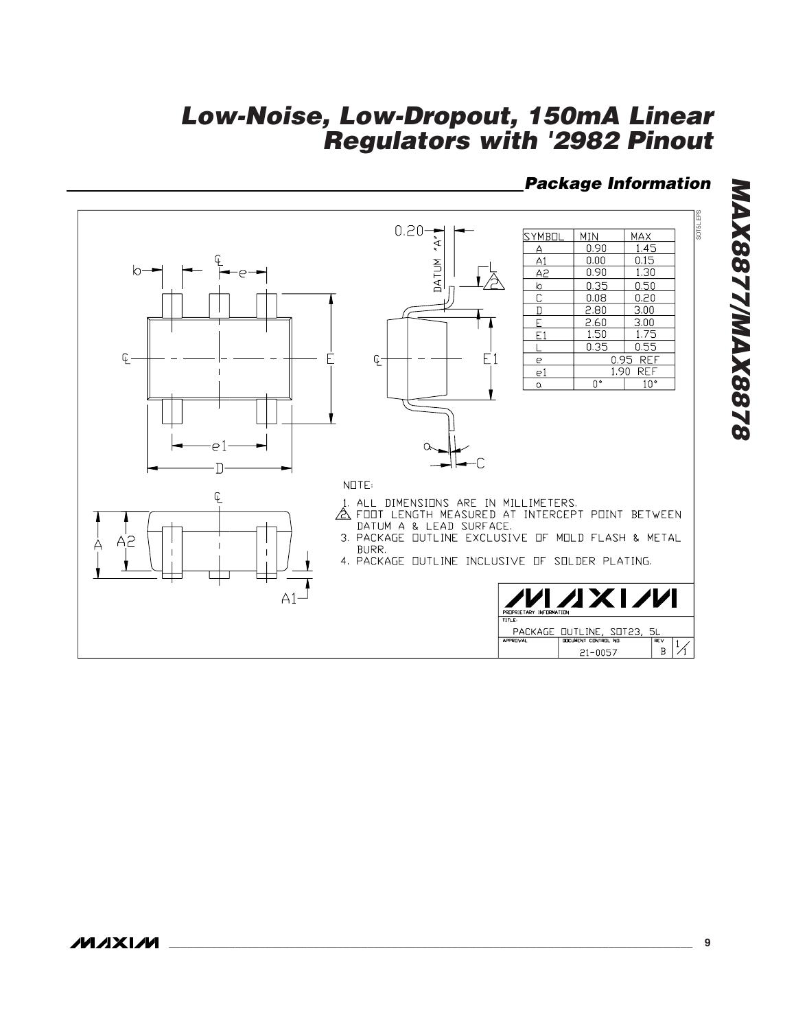## Package Information

| SYMBOL | MIN | MAX |
|---|---|---|
| A | 0.90 | 1.45 |
| A1 | 0.00 | 0.15 |
| A2 | 0.90 | 1.30 |
| b | 0.35 | 0.50 |
| C | 0.08 | 0.20 |
| D | 2.80 | 3.00 |
| E | 2.60 | 3.00 |
| E1 | 1.50 | 1.75 |
| L | 0.35 | 0.55 |
| e | 0.95 REF | |
| e1 | 1.90 REF | |
| α | 0° | 10° |

NOTE:

1. ALL DIMENSIONS ARE IN MILLIMETERS.
2. FOOT LENGTH MEASURED AT INTERCEPT POINT BETWEEN DATUM A & LEAD SURFACE.
3. PACKAGE OUTLINE EXCLUSIVE OF MOLD FLASH & METAL BURR.
4. PACKAGE OUTLINE INCLUSIVE OF SOLDER PLATING.

MAXIM PROPRIETARY INFORMATION

TITLE: PACKAGE OUTLINE, SOT23, 5L

DOCUMENT CONTROL NO. 21-0057 REV B 1/1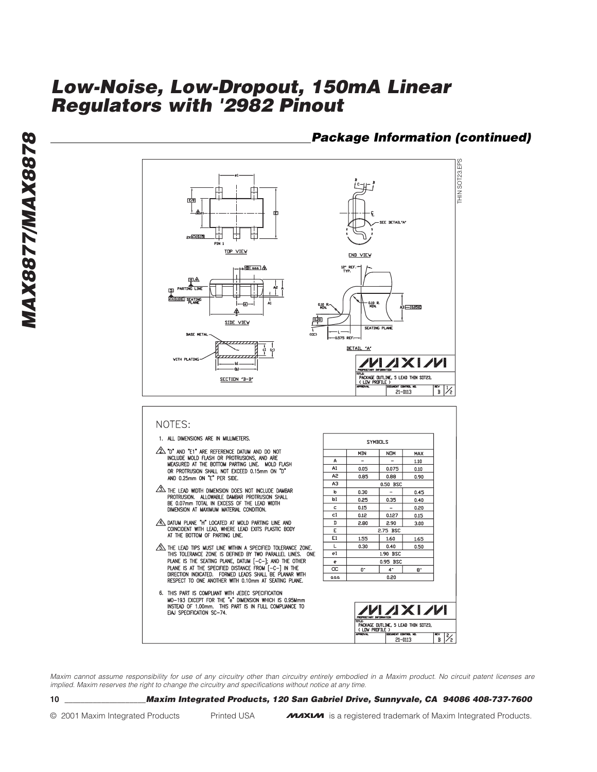## Package Information (continued)

THIN SOT23.EPS

TOP VIEW

END VIEW

SIDE VIEW

SECTION "B-B"

DETAIL "A"

PACKAGE OUTLINE, 5 LEAD THIN SOT23, (LOW PROFILE)

21-0113 B 1/2

NOTES:

1. ALL DIMENSIONS ARE IN MILLIMETERS.
2. "D" AND "E1" ARE REFERENCE DATUM AND DO NOT INCLUDE MOLD FLASH OR PROTRUSIONS, AND ARE MEASURED AT THE BOTTOM PARTING LINE. MOLD FLASH OR PROTRUSION SHALL NOT EXCEED 0.15mm ON "D" AND 0.25mm ON "E" PER SIDE.
3. THE LEAD WIDTH DIMENSION DOES NOT INCLUDE DAMBAR PROTRUSION. ALLOWABLE DAMBAR PROTRUSION SHALL BE 0.07mm TOTAL IN EXCESS OF THE LEAD WIDTH DIMENSION AT MAXIMUM MATERIAL CONDITION.
4. DATUM PLANE "H" LOCATED AT MOLD PARTING LINE AND COINCIDENT WITH LEAD, WHERE LEAD EXITS PLASTIC BODY AT THE BOTTOM OF PARTING LINE.
5. THE LEAD TIPS MUST LINE WITHIN A SPECIFIED TOLERANCE ZONE. THIS TOLERANCE ZONE IS DEFINED BY TWO PARALLEL LINES. ONE PLANE IS THE SEATING PLANE, DATUM [-C-]; AND THE OTHER PLANE IS AT THE SPECIFIED DISTANCE FROM [-C-] IN THE DIRECTION INDICATED. FORMED LEADS SHALL BE PLANAR WITH RESPECT TO ONE ANOTHER WITH 0.10mm AT SEATING PLANE.
6. THIS PART IS COMPLIANT WITH JEDEC SPECIFICATION MO-193 EXCEPT FOR THE "e" DIMENSION WHICH IS 0.95Mmm INSTEAD OF 1.00mm. THIS PART IS IN FULL COMPLIANCE TO EIAJ SPECIFICATION SC-74.

| SYMBOLS | MIN | NOM | MAX |
|---|---|---|---|
| A | - | - | 1.10 |
| A1 | 0.05 | 0.075 | 0.10 |
| A2 | 0.85 | 0.88 | 0.90 |
| A3 | | 0.50 BSC | |
| b | 0.30 | - | 0.45 |
| b1 | 0.25 | 0.35 | 0.40 |
| c | 0.15 | - | 0.20 |
| c1 | 0.12 | 0.127 | 0.15 |
| D | 2.80 | 2.90 | 3.00 |
| E | | 2.75 BSC | |
| E1 | 1.55 | 1.60 | 1.65 |
| L | 0.30 | 0.40 | 0.50 |
| e1 | | 1.90 BSC | |
| e | | 0.95 BSC | |
| α | 0° | 4° | 8° |
| aaa | | 0.20 | |

PACKAGE OUTLINE, 5 LEAD THIN SOT23, (LOW PROFILE)

21-0113 B 2/2

*Maxim cannot assume responsibility for use of any circuitry other than circuitry entirely embodied in a Maxim product. No circuit patent licenses are implied. Maxim reserves the right to change the circuitry and specifications without notice at any time.*

***Maxim Integrated Products, 120 San Gabriel Drive, Sunnyvale, CA 94086 408-737-7600***

© 2001 Maxim Integrated Products Printed USA MAXIM is a registered trademark of Maxim Integrated Products.